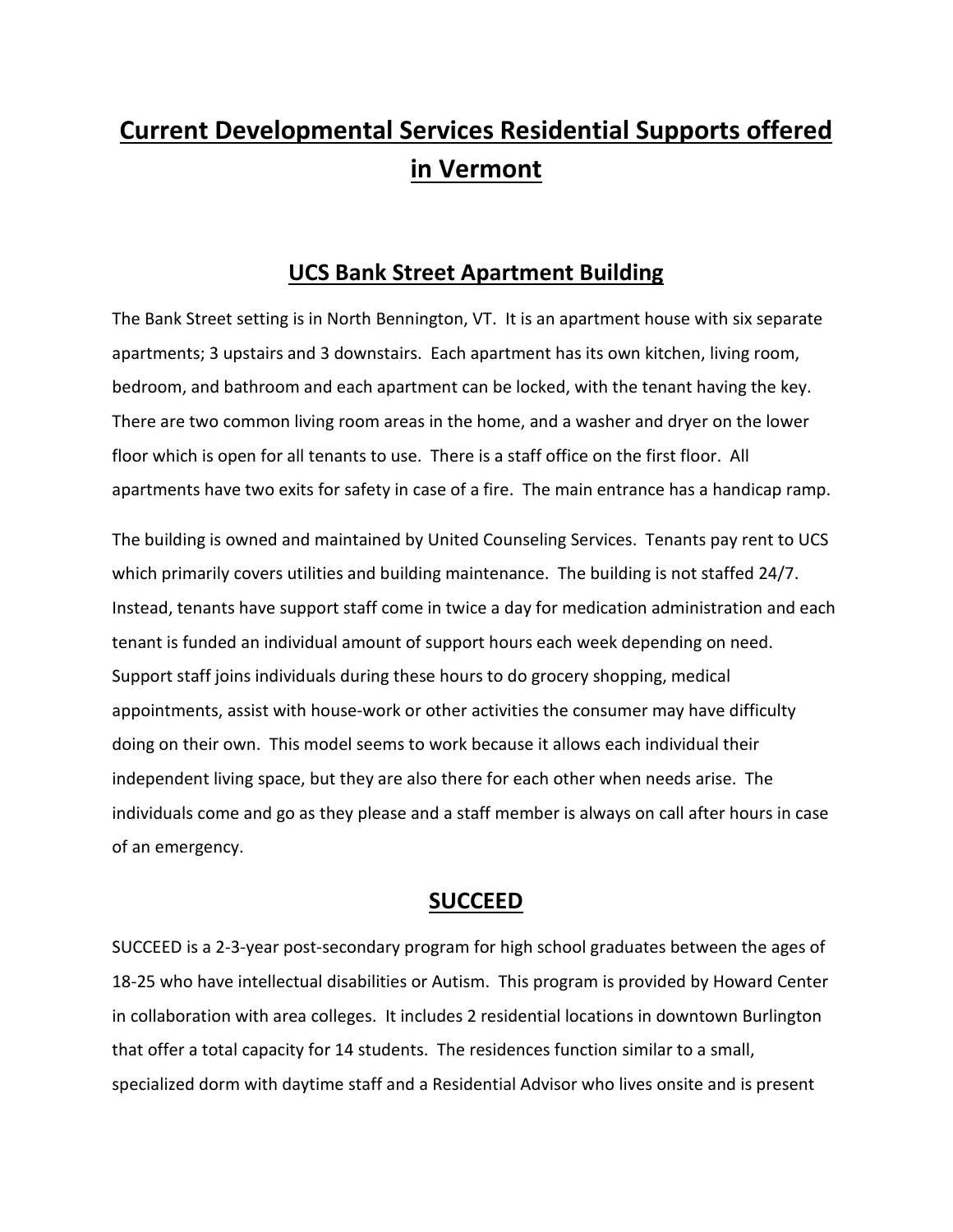# Current Developmental Services Residential Supports offered in Vermont

## UCS Bank Street Apartment Building

The Bank Street setting is in North Bennington, VT. It is an apartment house with six separate apartments; 3 upstairs and 3 downstairs. Each apartment has its own kitchen, living room, bedroom, and bathroom and each apartment can be locked, with the tenant having the key. There are two common living room areas in the home, and a washer and dryer on the lower floor which is open for all tenants to use. There is a staff office on the first floor. All apartments have two exits for safety in case of a fire. The main entrance has a handicap ramp.

The building is owned and maintained by United Counseling Services. Tenants pay rent to UCS which primarily covers utilities and building maintenance. The building is not staffed 24/7. Instead, tenants have support staff come in twice a day for medication administration and each tenant is funded an individual amount of support hours each week depending on need. Support staff joins individuals during these hours to do grocery shopping, medical appointments, assist with house-work or other activities the consumer may have difficulty doing on their own. This model seems to work because it allows each individual their independent living space, but they are also there for each other when needs arise. The individuals come and go as they please and a staff member is always on call after hours in case of an emergency.

## SUCCEED

SUCCEED is a 2-3-year post-secondary program for high school graduates between the ages of 18-25 who have intellectual disabilities or Autism. This program is provided by Howard Center in collaboration with area colleges. It includes 2 residential locations in downtown Burlington that offer a total capacity for 14 students. The residences function similar to a small, specialized dorm with daytime staff and a Residential Advisor who lives onsite and is present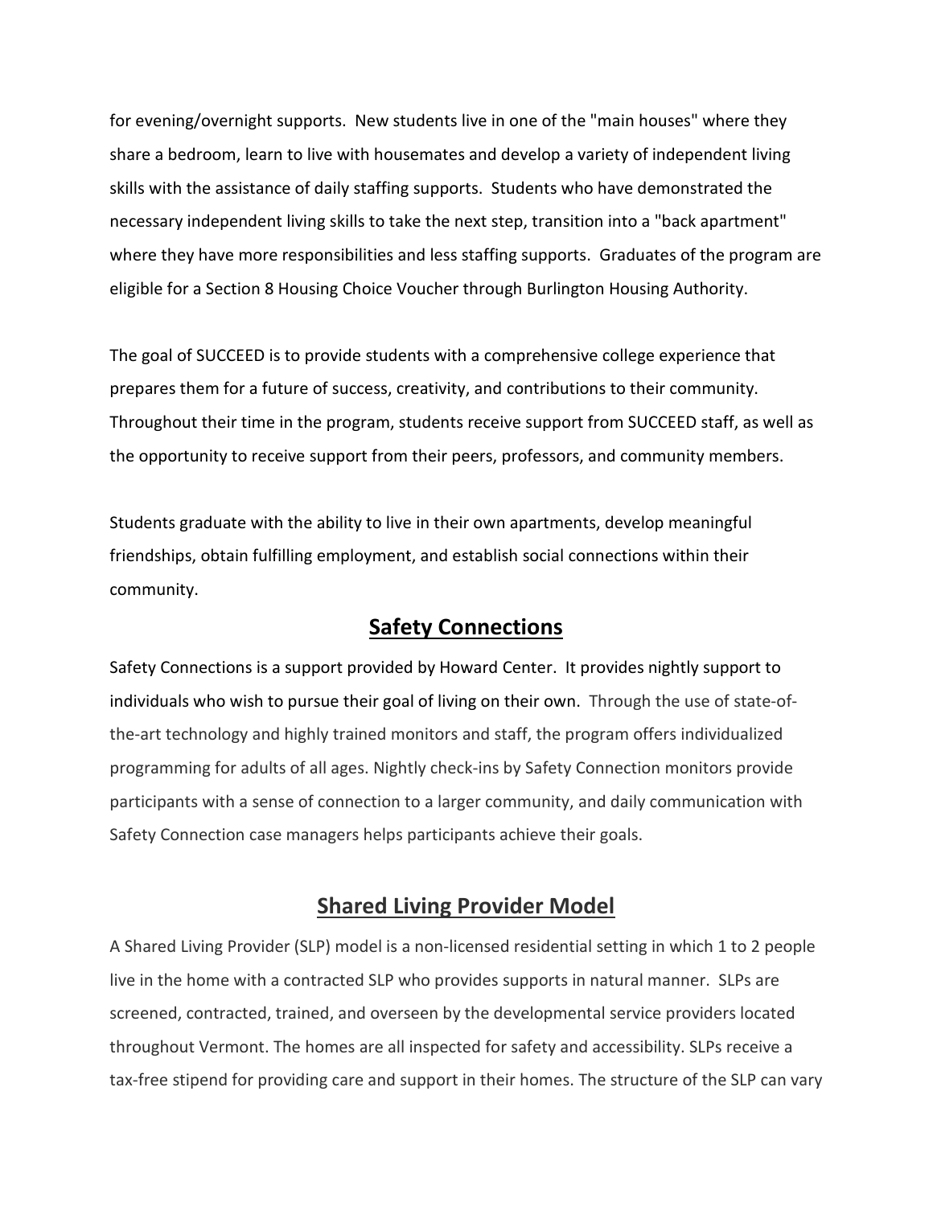for evening/overnight supports. New students live in one of the "main houses" where they share a bedroom, learn to live with housemates and develop a variety of independent living skills with the assistance of daily staffing supports. Students who have demonstrated the necessary independent living skills to take the next step, transition into a "back apartment" where they have more responsibilities and less staffing supports. Graduates of the program are eligible for a Section 8 Housing Choice Voucher through Burlington Housing Authority.

The goal of SUCCEED is to provide students with a comprehensive college experience that prepares them for a future of success, creativity, and contributions to their community. Throughout their time in the program, students receive support from SUCCEED staff, as well as the opportunity to receive support from their peers, professors, and community members.

Students graduate with the ability to live in their own apartments, develop meaningful friendships, obtain fulfilling employment, and establish social connections within their community.

## Safety Connections

Safety Connections is a support provided by Howard Center. It provides nightly support to individuals who wish to pursue their goal of living on their own. Through the use of state-of-the-art technology and highly trained monitors and staff, the program offers individualized programming for adults of all ages. Nightly check-ins by Safety Connection monitors provide participants with a sense of connection to a larger community, and daily communication with Safety Connection case managers helps participants achieve their goals.

## Shared Living Provider Model

A Shared Living Provider (SLP) model is a non-licensed residential setting in which 1 to 2 people live in the home with a contracted SLP who provides supports in natural manner. SLPs are screened, contracted, trained, and overseen by the developmental service providers located throughout Vermont. The homes are all inspected for safety and accessibility. SLPs receive a tax-free stipend for providing care and support in their homes. The structure of the SLP can vary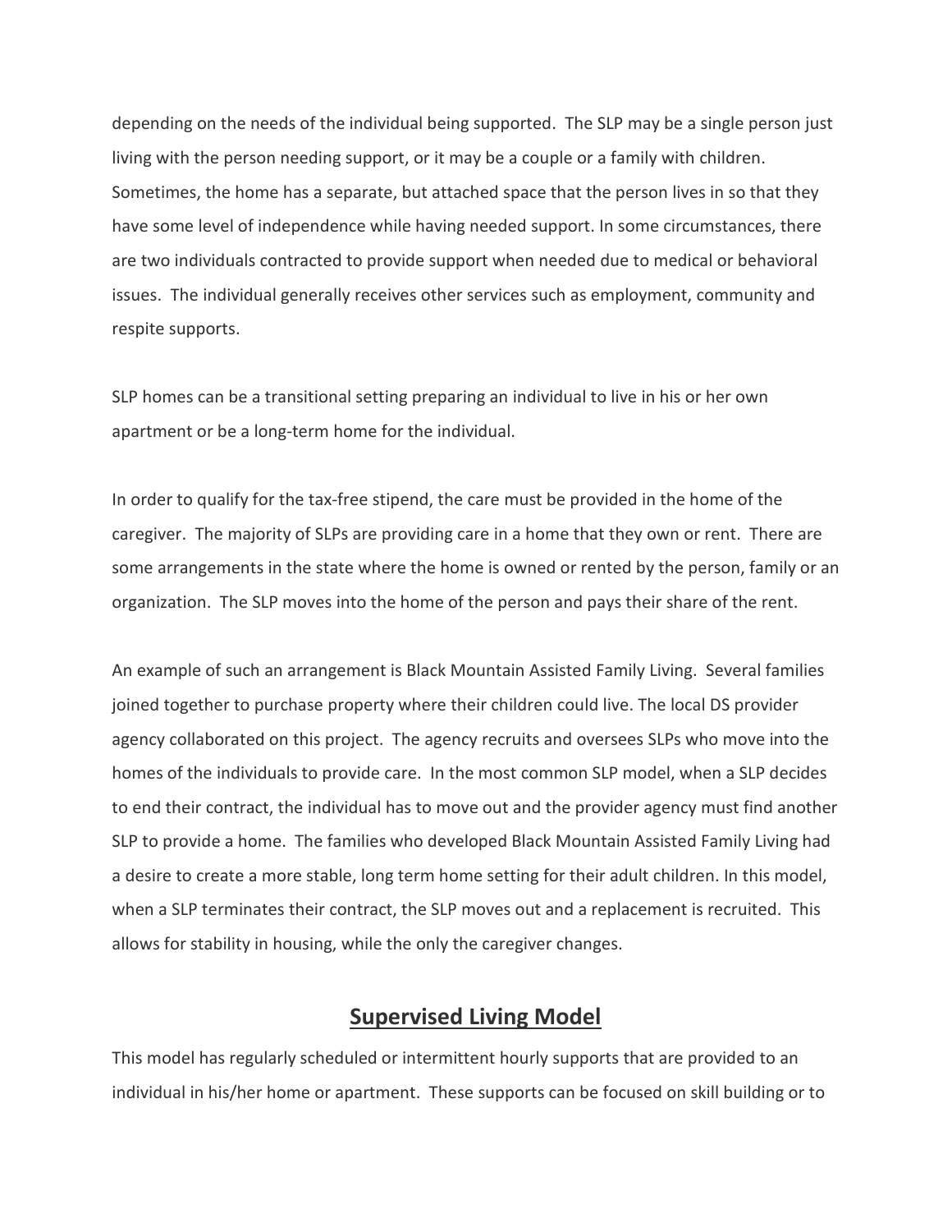depending on the needs of the individual being supported. The SLP may be a single person just living with the person needing support, or it may be a couple or a family with children. Sometimes, the home has a separate, but attached space that the person lives in so that they have some level of independence while having needed support. In some circumstances, there are two individuals contracted to provide support when needed due to medical or behavioral issues. The individual generally receives other services such as employment, community and respite supports.

SLP homes can be a transitional setting preparing an individual to live in his or her own apartment or be a long-term home for the individual.

In order to qualify for the tax-free stipend, the care must be provided in the home of the caregiver. The majority of SLPs are providing care in a home that they own or rent. There are some arrangements in the state where the home is owned or rented by the person, family or an organization. The SLP moves into the home of the person and pays their share of the rent.

An example of such an arrangement is Black Mountain Assisted Family Living. Several families joined together to purchase property where their children could live. The local DS provider agency collaborated on this project. The agency recruits and oversees SLPs who move into the homes of the individuals to provide care. In the most common SLP model, when a SLP decides to end their contract, the individual has to move out and the provider agency must find another SLP to provide a home. The families who developed Black Mountain Assisted Family Living had a desire to create a more stable, long term home setting for their adult children. In this model, when a SLP terminates their contract, the SLP moves out and a replacement is recruited. This allows for stability in housing, while the only the caregiver changes.

## Supervised Living Model

This model has regularly scheduled or intermittent hourly supports that are provided to an individual in his/her home or apartment. These supports can be focused on skill building or to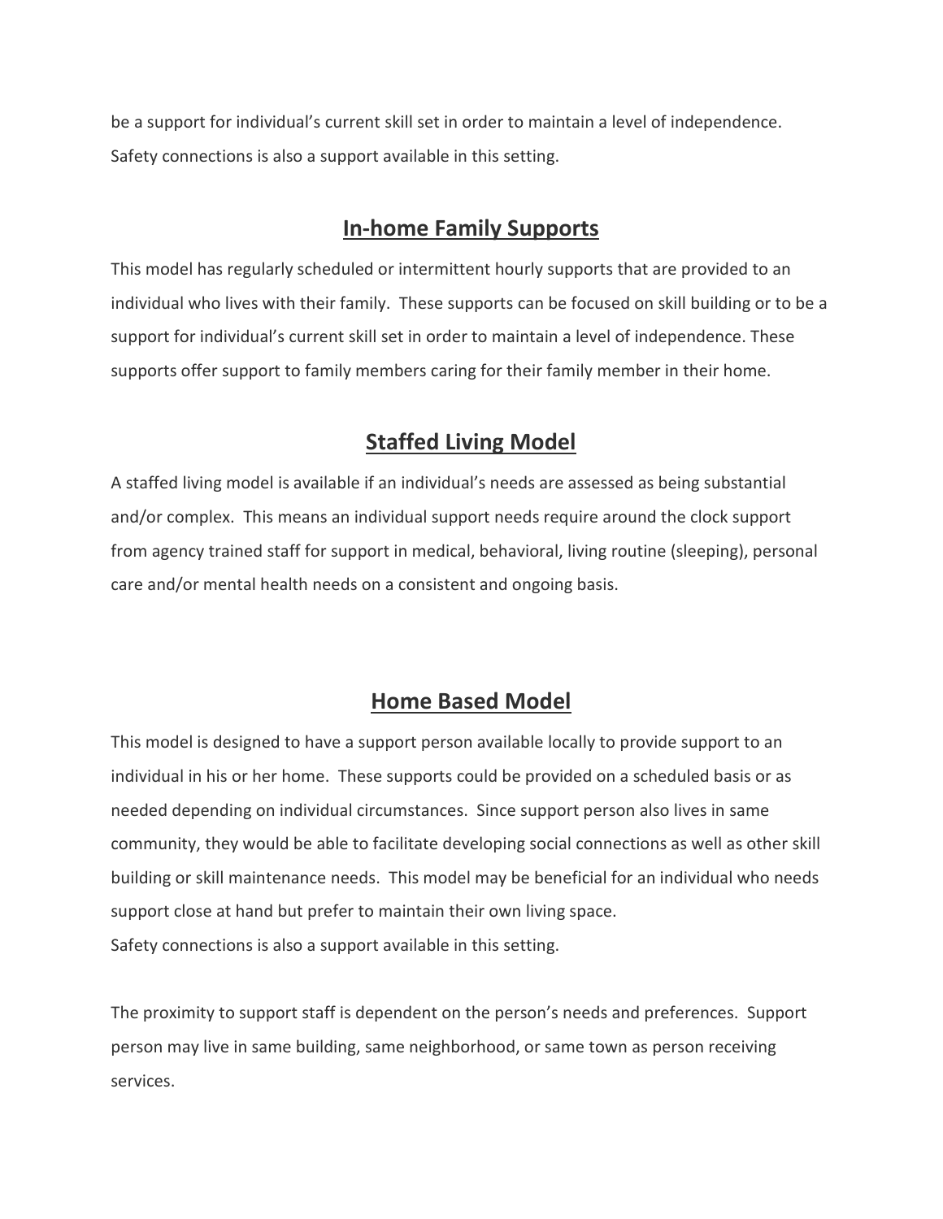be a support for individual's current skill set in order to maintain a level of independence. Safety connections is also a support available in this setting.

## In-home Family Supports

This model has regularly scheduled or intermittent hourly supports that are provided to an individual who lives with their family. These supports can be focused on skill building or to be a support for individual's current skill set in order to maintain a level of independence. These supports offer support to family members caring for their family member in their home.

## Staffed Living Model

A staffed living model is available if an individual's needs are assessed as being substantial and/or complex. This means an individual support needs require around the clock support from agency trained staff for support in medical, behavioral, living routine (sleeping), personal care and/or mental health needs on a consistent and ongoing basis.

## Home Based Model

This model is designed to have a support person available locally to provide support to an individual in his or her home. These supports could be provided on a scheduled basis or as needed depending on individual circumstances. Since support person also lives in same community, they would be able to facilitate developing social connections as well as other skill building or skill maintenance needs. This model may be beneficial for an individual who needs support close at hand but prefer to maintain their own living space.
Safety connections is also a support available in this setting.

The proximity to support staff is dependent on the person's needs and preferences. Support person may live in same building, same neighborhood, or same town as person receiving services.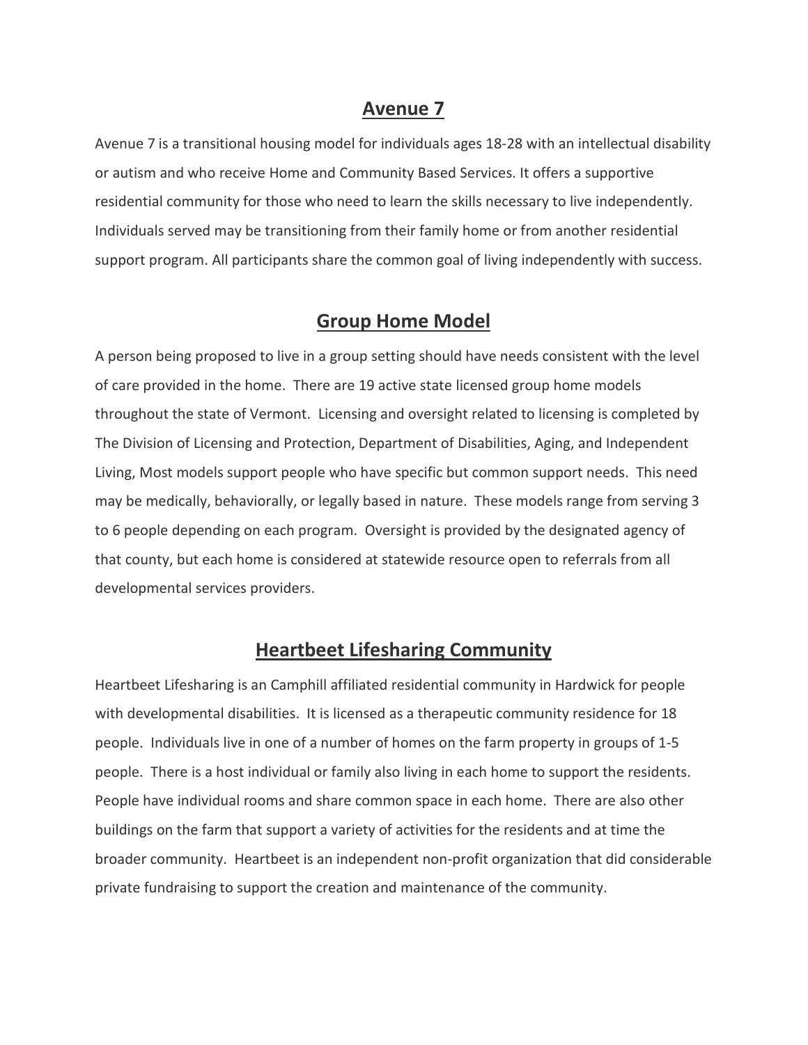## Avenue 7

Avenue 7 is a transitional housing model for individuals ages 18-28 with an intellectual disability or autism and who receive Home and Community Based Services. It offers a supportive residential community for those who need to learn the skills necessary to live independently. Individuals served may be transitioning from their family home or from another residential support program. All participants share the common goal of living independently with success.

## Group Home Model

A person being proposed to live in a group setting should have needs consistent with the level of care provided in the home. There are 19 active state licensed group home models throughout the state of Vermont. Licensing and oversight related to licensing is completed by The Division of Licensing and Protection, Department of Disabilities, Aging, and Independent Living, Most models support people who have specific but common support needs. This need may be medically, behaviorally, or legally based in nature. These models range from serving 3 to 6 people depending on each program. Oversight is provided by the designated agency of that county, but each home is considered at statewide resource open to referrals from all developmental services providers.

## Heartbeet Lifesharing Community

Heartbeet Lifesharing is an Camphill affiliated residential community in Hardwick for people with developmental disabilities. It is licensed as a therapeutic community residence for 18 people. Individuals live in one of a number of homes on the farm property in groups of 1-5 people. There is a host individual or family also living in each home to support the residents. People have individual rooms and share common space in each home. There are also other buildings on the farm that support a variety of activities for the residents and at time the broader community. Heartbeet is an independent non-profit organization that did considerable private fundraising to support the creation and maintenance of the community.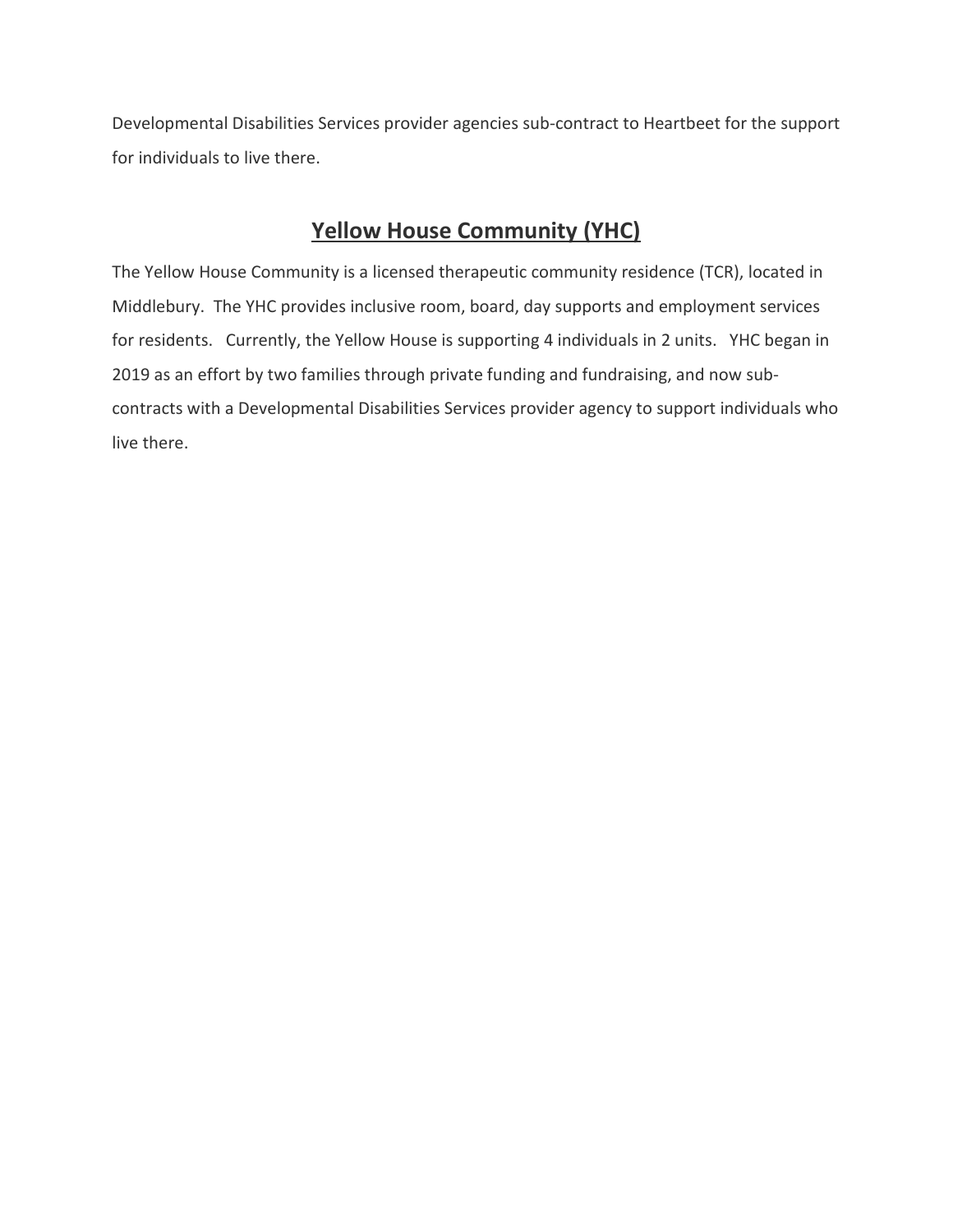Developmental Disabilities Services provider agencies sub-contract to Heartbeet for the support for individuals to live there.

## Yellow House Community (YHC)

The Yellow House Community is a licensed therapeutic community residence (TCR), located in Middlebury. The YHC provides inclusive room, board, day supports and employment services for residents. Currently, the Yellow House is supporting 4 individuals in 2 units. YHC began in 2019 as an effort by two families through private funding and fundraising, and now sub-contracts with a Developmental Disabilities Services provider agency to support individuals who live there.